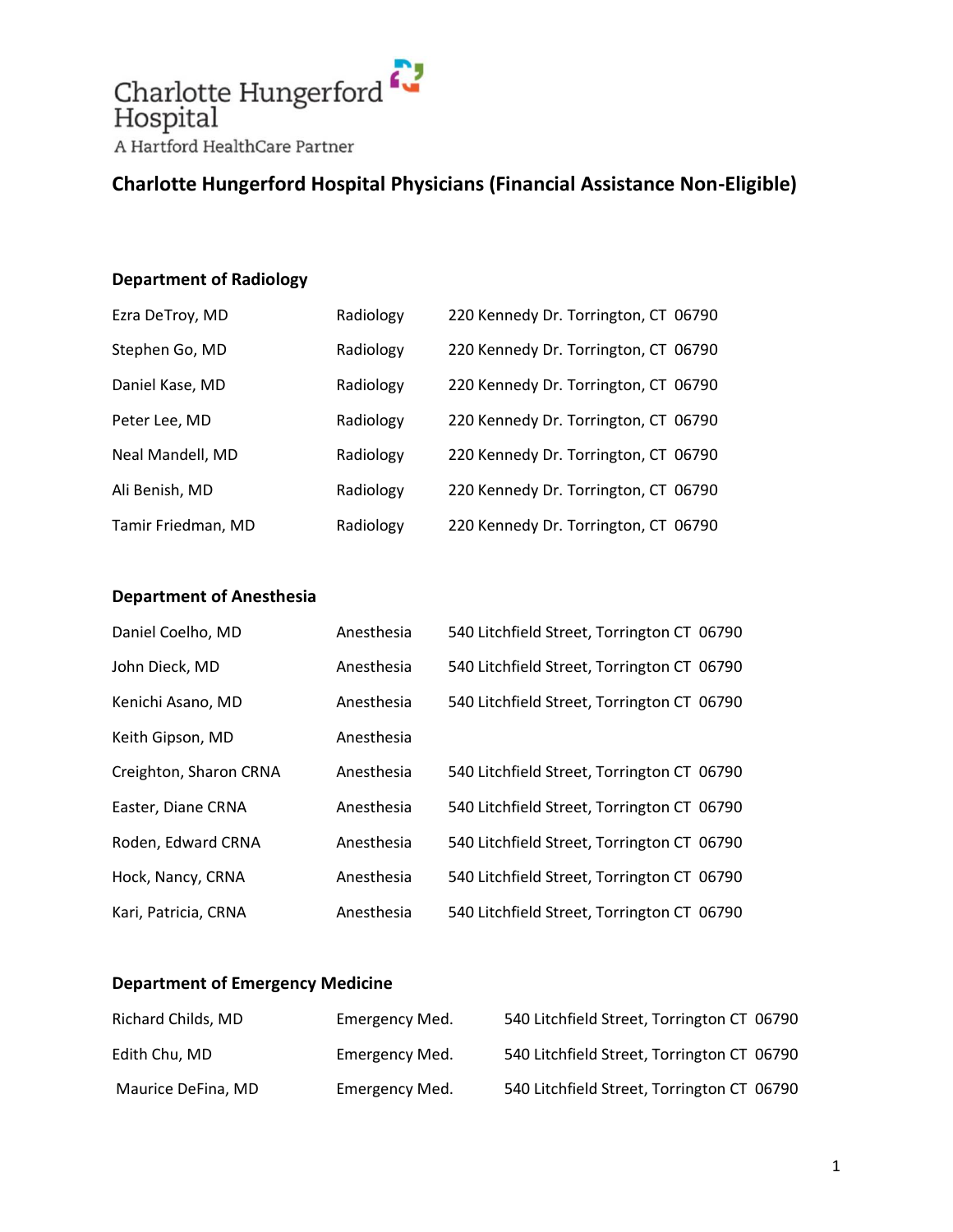Charlotte Hungerford Hospital

A Hartford HealthCare Partner

# Charlotte Hungerford Hospital Physicians (Financial Assistance Non-Eligible)

## Department of Radiology

| | | |
|---|---|---|
| Ezra DeTroy, MD | Radiology | 220 Kennedy Dr. Torrington, CT 06790 |
| Stephen Go, MD | Radiology | 220 Kennedy Dr. Torrington, CT 06790 |
| Daniel Kase, MD | Radiology | 220 Kennedy Dr. Torrington, CT 06790 |
| Peter Lee, MD | Radiology | 220 Kennedy Dr. Torrington, CT 06790 |
| Neal Mandell, MD | Radiology | 220 Kennedy Dr. Torrington, CT 06790 |
| Ali Benish, MD | Radiology | 220 Kennedy Dr. Torrington, CT 06790 |
| Tamir Friedman, MD | Radiology | 220 Kennedy Dr. Torrington, CT 06790 |

## Department of Anesthesia

| | | |
|---|---|---|
| Daniel Coelho, MD | Anesthesia | 540 Litchfield Street, Torrington CT 06790 |
| John Dieck, MD | Anesthesia | 540 Litchfield Street, Torrington CT 06790 |
| Kenichi Asano, MD | Anesthesia | 540 Litchfield Street, Torrington CT 06790 |
| Keith Gipson, MD | Anesthesia | |
| Creighton, Sharon CRNA | Anesthesia | 540 Litchfield Street, Torrington CT 06790 |
| Easter, Diane CRNA | Anesthesia | 540 Litchfield Street, Torrington CT 06790 |
| Roden, Edward CRNA | Anesthesia | 540 Litchfield Street, Torrington CT 06790 |
| Hock, Nancy, CRNA | Anesthesia | 540 Litchfield Street, Torrington CT 06790 |
| Kari, Patricia, CRNA | Anesthesia | 540 Litchfield Street, Torrington CT 06790 |

## Department of Emergency Medicine

| | | |
|---|---|---|
| Richard Childs, MD | Emergency Med. | 540 Litchfield Street, Torrington CT 06790 |
| Edith Chu, MD | Emergency Med. | 540 Litchfield Street, Torrington CT 06790 |
| Maurice DeFina, MD | Emergency Med. | 540 Litchfield Street, Torrington CT 06790 |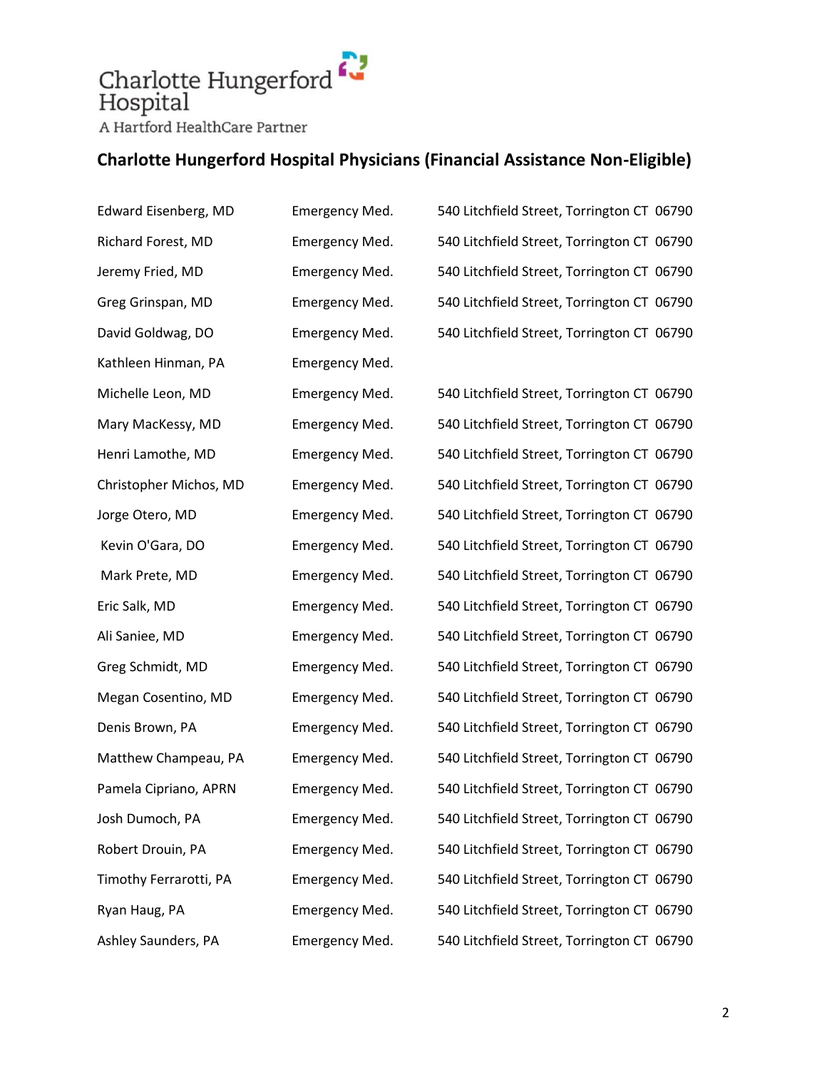Charlotte Hungerford Hospital
A Hartford HealthCare Partner

## Charlotte Hungerford Hospital Physicians (Financial Assistance Non-Eligible)

| | | |
|---|---|---|
| Edward Eisenberg, MD | Emergency Med. | 540 Litchfield Street, Torrington CT 06790 |
| Richard Forest, MD | Emergency Med. | 540 Litchfield Street, Torrington CT 06790 |
| Jeremy Fried, MD | Emergency Med. | 540 Litchfield Street, Torrington CT 06790 |
| Greg Grinspan, MD | Emergency Med. | 540 Litchfield Street, Torrington CT 06790 |
| David Goldwag, DO | Emergency Med. | 540 Litchfield Street, Torrington CT 06790 |
| Kathleen Hinman, PA | Emergency Med. | |
| Michelle Leon, MD | Emergency Med. | 540 Litchfield Street, Torrington CT 06790 |
| Mary MacKessy, MD | Emergency Med. | 540 Litchfield Street, Torrington CT 06790 |
| Henri Lamothe, MD | Emergency Med. | 540 Litchfield Street, Torrington CT 06790 |
| Christopher Michos, MD | Emergency Med. | 540 Litchfield Street, Torrington CT 06790 |
| Jorge Otero, MD | Emergency Med. | 540 Litchfield Street, Torrington CT 06790 |
| Kevin O'Gara, DO | Emergency Med. | 540 Litchfield Street, Torrington CT 06790 |
| Mark Prete, MD | Emergency Med. | 540 Litchfield Street, Torrington CT 06790 |
| Eric Salk, MD | Emergency Med. | 540 Litchfield Street, Torrington CT 06790 |
| Ali Saniee, MD | Emergency Med. | 540 Litchfield Street, Torrington CT 06790 |
| Greg Schmidt, MD | Emergency Med. | 540 Litchfield Street, Torrington CT 06790 |
| Megan Cosentino, MD | Emergency Med. | 540 Litchfield Street, Torrington CT 06790 |
| Denis Brown, PA | Emergency Med. | 540 Litchfield Street, Torrington CT 06790 |
| Matthew Champeau, PA | Emergency Med. | 540 Litchfield Street, Torrington CT 06790 |
| Pamela Cipriano, APRN | Emergency Med. | 540 Litchfield Street, Torrington CT 06790 |
| Josh Dumoch, PA | Emergency Med. | 540 Litchfield Street, Torrington CT 06790 |
| Robert Drouin, PA | Emergency Med. | 540 Litchfield Street, Torrington CT 06790 |
| Timothy Ferrarotti, PA | Emergency Med. | 540 Litchfield Street, Torrington CT 06790 |
| Ryan Haug, PA | Emergency Med. | 540 Litchfield Street, Torrington CT 06790 |
| Ashley Saunders, PA | Emergency Med. | 540 Litchfield Street, Torrington CT 06790 |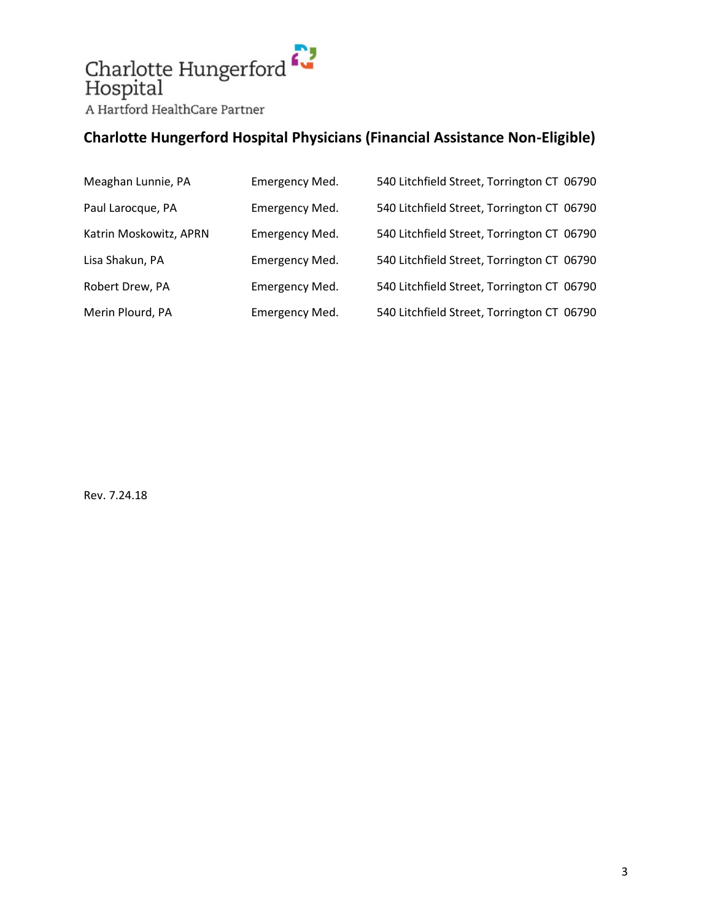Charlotte Hungerford Hospital
A Hartford HealthCare Partner

## Charlotte Hungerford Hospital Physicians (Financial Assistance Non-Eligible)

| | | |
|---|---|---|
| Meaghan Lunnie, PA | Emergency Med. | 540 Litchfield Street, Torrington CT 06790 |
| Paul Larocque, PA | Emergency Med. | 540 Litchfield Street, Torrington CT 06790 |
| Katrin Moskowitz, APRN | Emergency Med. | 540 Litchfield Street, Torrington CT 06790 |
| Lisa Shakun, PA | Emergency Med. | 540 Litchfield Street, Torrington CT 06790 |
| Robert Drew, PA | Emergency Med. | 540 Litchfield Street, Torrington CT 06790 |
| Merin Plourd, PA | Emergency Med. | 540 Litchfield Street, Torrington CT 06790 |

Rev. 7.24.18